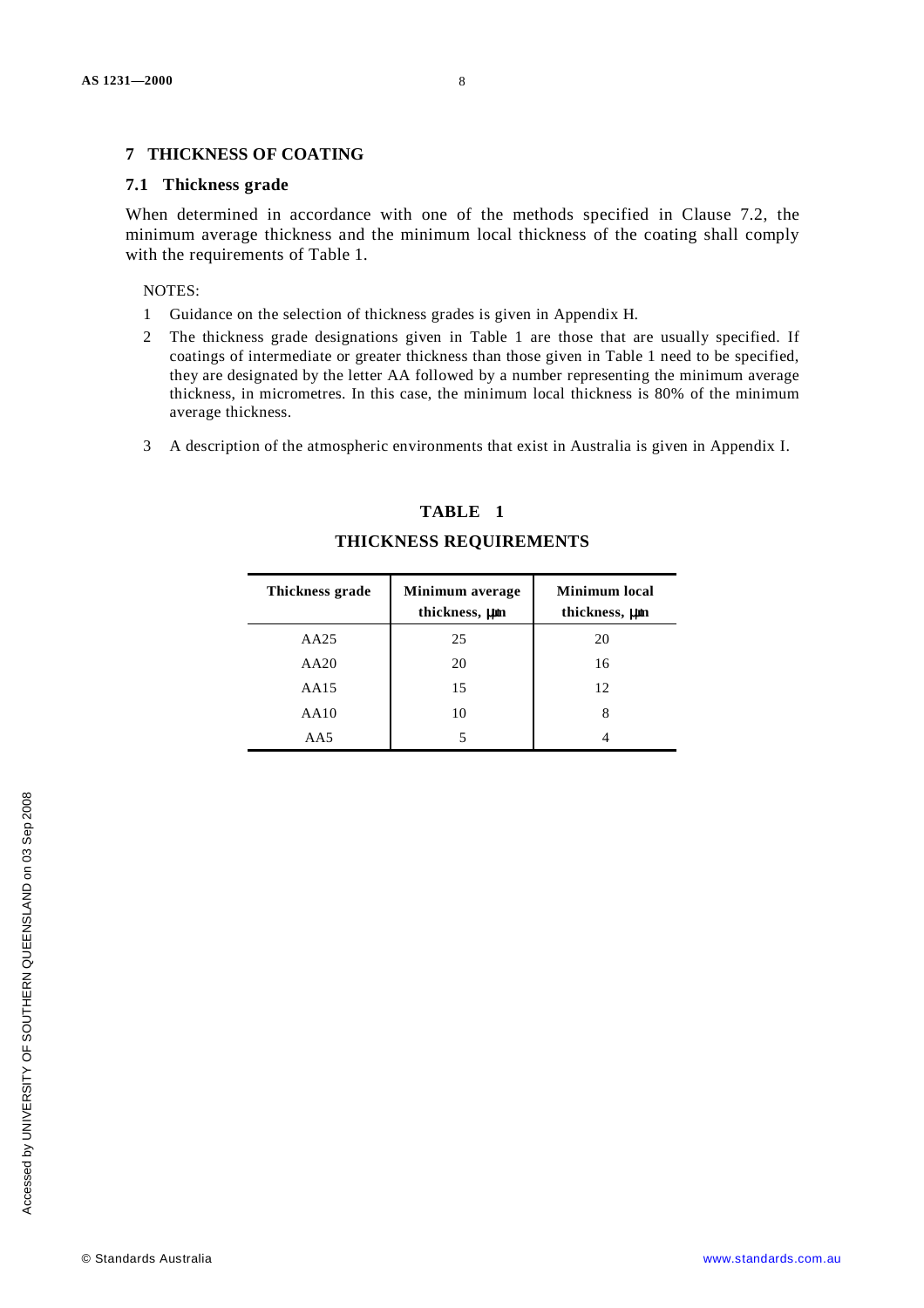## 7 THICKNESS OF COATING

### 7.1 Thickness grade

When determined in accordance with one of the methods specified in Clause 7.2, the minimum average thickness and the minimum local thickness of the coating shall comply with the requirements of Table 1.

NOTES:

1. Guidance on the selection of thickness grades is given in Appendix H.
2. The thickness grade designations given in Table 1 are those that are usually specified. If coatings of intermediate or greater thickness than those given in Table 1 need to be specified, they are designated by the letter AA followed by a number representing the minimum average thickness, in micrometres. In this case, the minimum local thickness is 80% of the minimum average thickness.
3. A description of the atmospheric environments that exist in Australia is given in Appendix I.

**TABLE 1**

**THICKNESS REQUIREMENTS**

| Thickness grade | Minimum average thickness, µm | Minimum local thickness, µm |
|---|---|---|
| AA25 | 25 | 20 |
| AA20 | 20 | 16 |
| AA15 | 15 | 12 |
| AA10 | 10 | 8 |
| AA5 | 5 | 4 |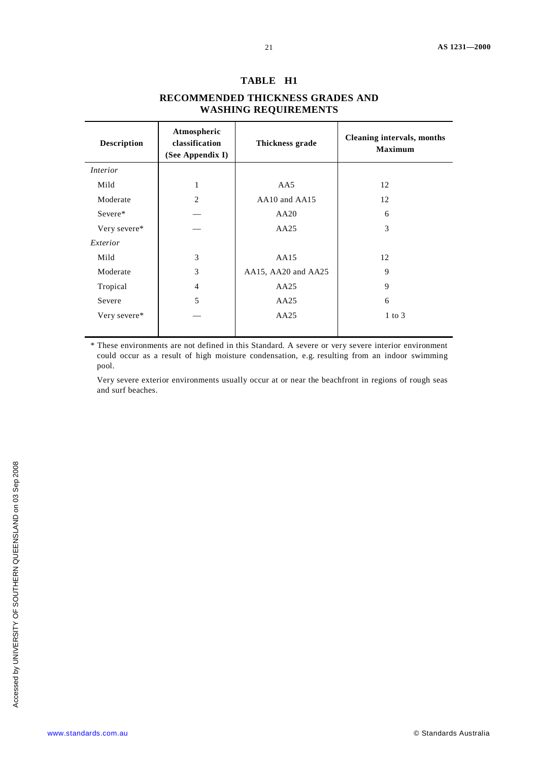## TABLE H1

## RECOMMENDED THICKNESS GRADES AND WASHING REQUIREMENTS

| Description | Atmospheric classification (See Appendix I) | Thickness grade | Cleaning intervals, months Maximum |
|---|---|---|---|
| *Interior* | | | |
| Mild | 1 | AA5 | 12 |
| Moderate | 2 | AA10 and AA15 | 12 |
| Severe* | — | AA20 | 6 |
| Very severe* | — | AA25 | 3 |
| *Exterior* | | | |
| Mild | 3 | AA15 | 12 |
| Moderate | 3 | AA15, AA20 and AA25 | 9 |
| Tropical | 4 | AA25 | 9 |
| Severe | 5 | AA25 | 6 |
| Very severe* | — | AA25 | 1 to 3 |

\* These environments are not defined in this Standard. A severe or very severe interior environment could occur as a result of high moisture condensation, e.g. resulting from an indoor swimming pool.

Very severe exterior environments usually occur at or near the beachfront in regions of rough seas and surf beaches.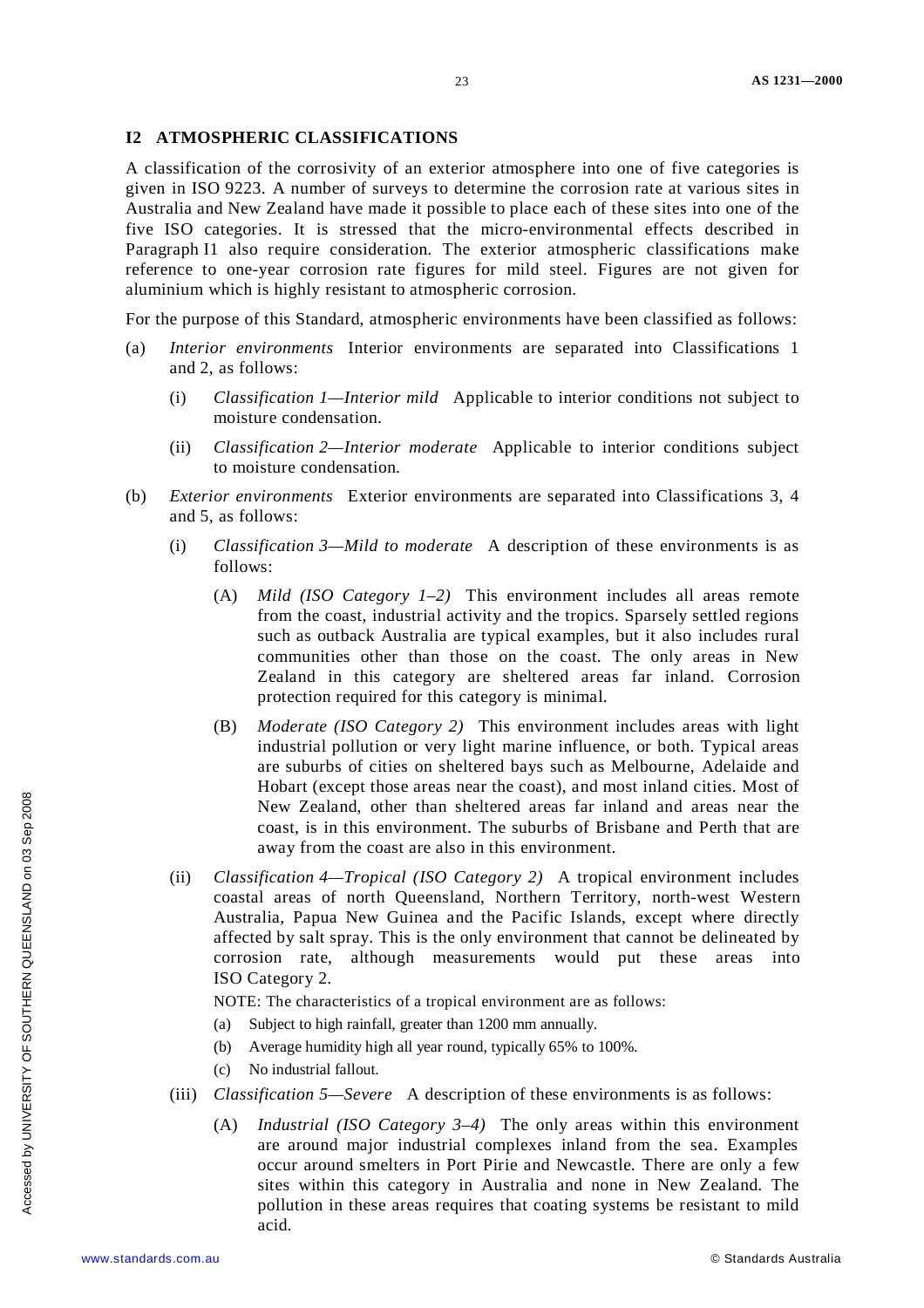## I2 ATMOSPHERIC CLASSIFICATIONS

A classification of the corrosivity of an exterior atmosphere into one of five categories is given in ISO 9223. A number of surveys to determine the corrosion rate at various sites in Australia and New Zealand have made it possible to place each of these sites into one of the five ISO categories. It is stressed that the micro-environmental effects described in Paragraph I1 also require consideration. The exterior atmospheric classifications make reference to one-year corrosion rate figures for mild steel. Figures are not given for aluminium which is highly resistant to atmospheric corrosion.

For the purpose of this Standard, atmospheric environments have been classified as follows:

(a) *Interior environments* Interior environments are separated into Classifications 1 and 2, as follows:

  (i) *Classification 1—Interior mild* Applicable to interior conditions not subject to moisture condensation.

  (ii) *Classification 2—Interior moderate* Applicable to interior conditions subject to moisture condensation.

(b) *Exterior environments* Exterior environments are separated into Classifications 3, 4 and 5, as follows:

  (i) *Classification 3—Mild to moderate* A description of these environments is as follows:

    (A) *Mild (ISO Category 1–2)* This environment includes all areas remote from the coast, industrial activity and the tropics. Sparsely settled regions such as outback Australia are typical examples, but it also includes rural communities other than those on the coast. The only areas in New Zealand in this category are sheltered areas far inland. Corrosion protection required for this category is minimal.

    (B) *Moderate (ISO Category 2)* This environment includes areas with light industrial pollution or very light marine influence, or both. Typical areas are suburbs of cities on sheltered bays such as Melbourne, Adelaide and Hobart (except those areas near the coast), and most inland cities. Most of New Zealand, other than sheltered areas far inland and areas near the coast, is in this environment. The suburbs of Brisbane and Perth that are away from the coast are also in this environment.

  (ii) *Classification 4—Tropical (ISO Category 2)* A tropical environment includes coastal areas of north Queensland, Northern Territory, north-west Western Australia, Papua New Guinea and the Pacific Islands, except where directly affected by salt spray. This is the only environment that cannot be delineated by corrosion rate, although measurements would put these areas into ISO Category 2.

  NOTE: The characteristics of a tropical environment are as follows:

  (a) Subject to high rainfall, greater than 1200 mm annually.

  (b) Average humidity high all year round, typically 65% to 100%.

  (c) No industrial fallout.

  (iii) *Classification 5—Severe* A description of these environments is as follows:

    (A) *Industrial (ISO Category 3–4)* The only areas within this environment are around major industrial complexes inland from the sea. Examples occur around smelters in Port Pirie and Newcastle. There are only a few sites within this category in Australia and none in New Zealand. The pollution in these areas requires that coating systems be resistant to mild acid.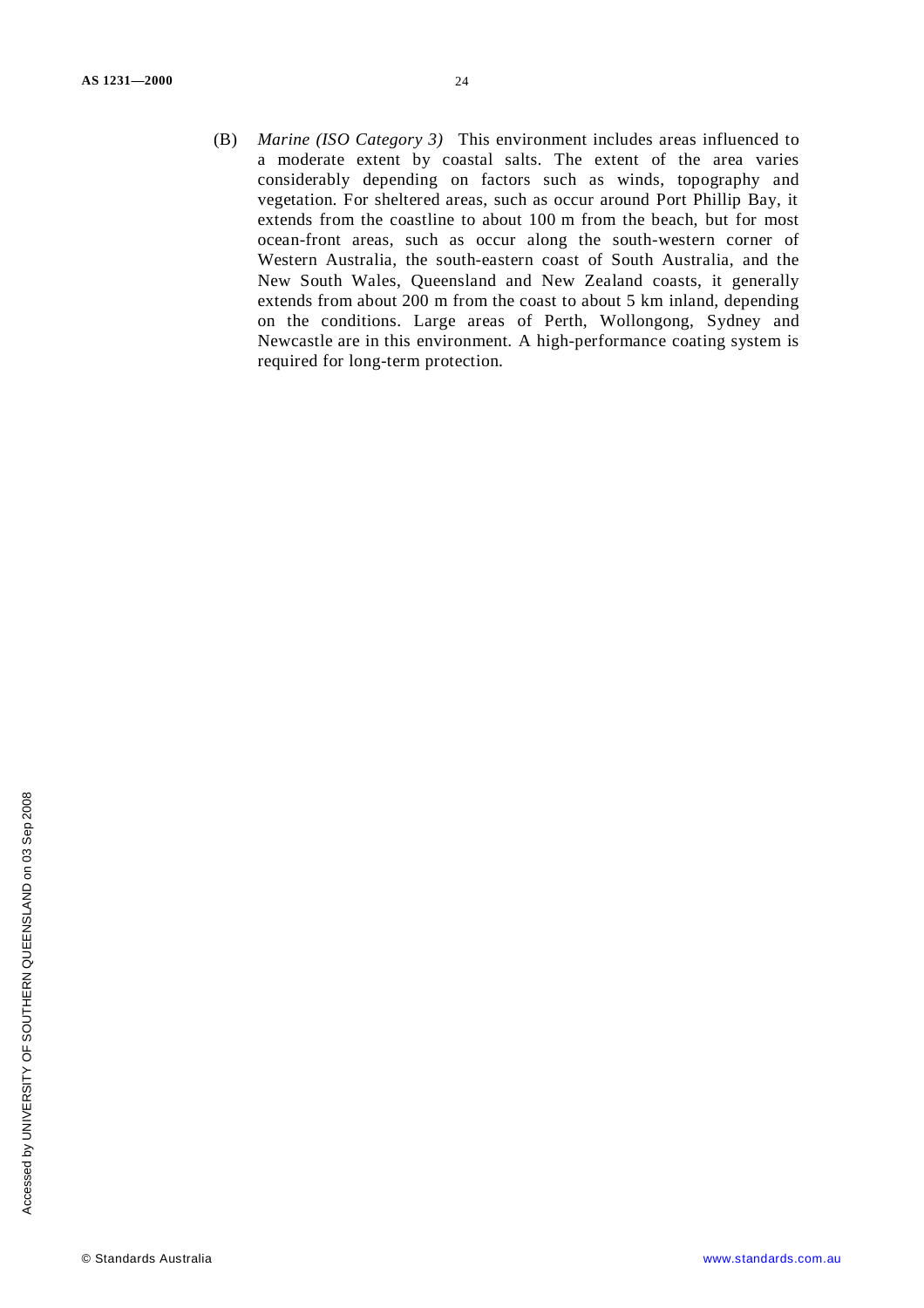(B) *Marine (ISO Category 3)* This environment includes areas influenced to a moderate extent by coastal salts. The extent of the area varies considerably depending on factors such as winds, topography and vegetation. For sheltered areas, such as occur around Port Phillip Bay, it extends from the coastline to about 100 m from the beach, but for most ocean-front areas, such as occur along the south-western corner of Western Australia, the south-eastern coast of South Australia, and the New South Wales, Queensland and New Zealand coasts, it generally extends from about 200 m from the coast to about 5 km inland, depending on the conditions. Large areas of Perth, Wollongong, Sydney and Newcastle are in this environment. A high-performance coating system is required for long-term protection.